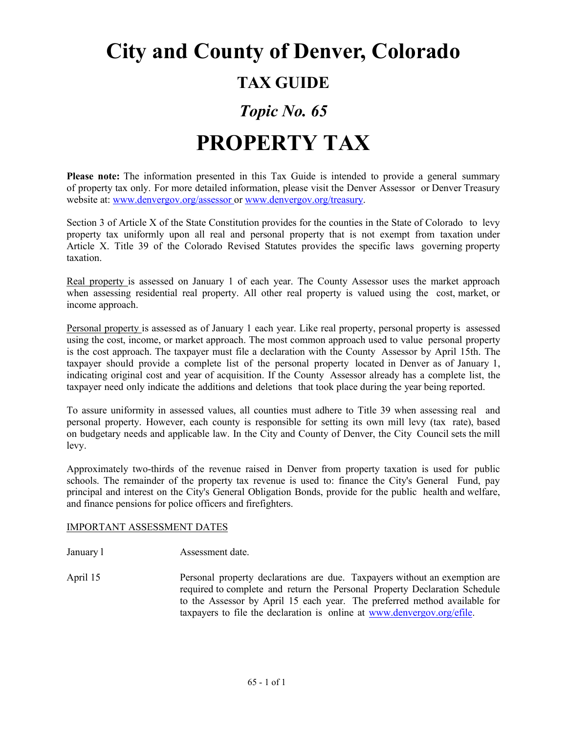# City and County of Denver, Colorado

## TAX GUIDE

## *Topic No. 65*

# PROPERTY TAX

**Please note:** The information presented in this Tax Guide is intended to provide a general summary of property tax only. For more detailed information, please visit the Denver Assessor or Denver Treasury website at: www.denvergov.org/assessor or www.denvergov.org/treasury.

Section 3 of Article X of the State Constitution provides for the counties in the State of Colorado to levy property tax uniformly upon all real and personal property that is not exempt from taxation under Article X. Title 39 of the Colorado Revised Statutes provides the specific laws governing property taxation.

Real property is assessed on January 1 of each year. The County Assessor uses the market approach when assessing residential real property. All other real property is valued using the cost, market, or income approach.

Personal property is assessed as of January 1 each year. Like real property, personal property is assessed using the cost, income, or market approach. The most common approach used to value personal property is the cost approach. The taxpayer must file a declaration with the County Assessor by April 15th. The taxpayer should provide a complete list of the personal property located in Denver as of January 1, indicating original cost and year of acquisition. If the County Assessor already has a complete list, the taxpayer need only indicate the additions and deletions that took place during the year being reported.

To assure uniformity in assessed values, all counties must adhere to Title 39 when assessing real and personal property. However, each county is responsible for setting its own mill levy (tax rate), based on budgetary needs and applicable law. In the City and County of Denver, the City Council sets the mill levy.

Approximately two-thirds of the revenue raised in Denver from property taxation is used for public schools. The remainder of the property tax revenue is used to: finance the City's General Fund, pay principal and interest on the City's General Obligation Bonds, provide for the public health and welfare, and finance pensions for police officers and firefighters.

IMPORTANT ASSESSMENT DATES

| | |
|---|---|
| January 1 | Assessment date. |
| April 15 | Personal property declarations are due. Taxpayers without an exemption are required to complete and return the Personal Property Declaration Schedule to the Assessor by April 15 each year. The preferred method available for taxpayers to file the declaration is online at www.denvergov.org/efile. |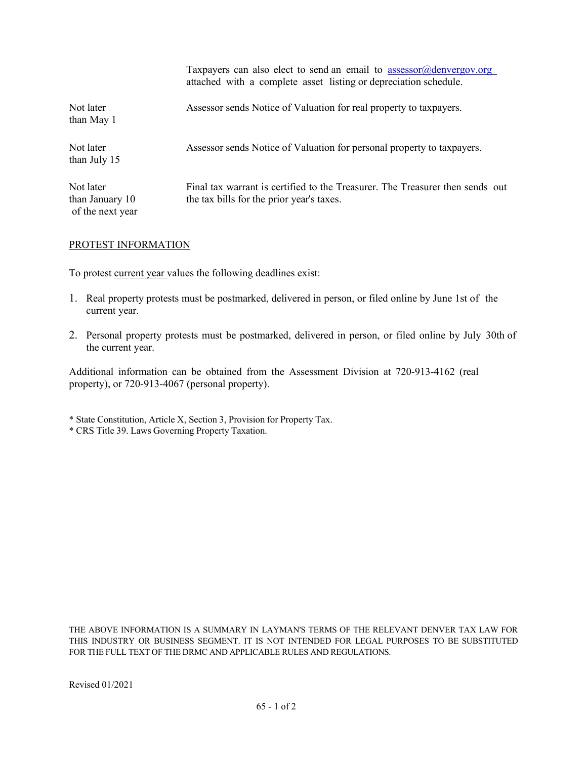| | |
|---|---|
| | Taxpayers can also elect to send an email to assessor@denvergov.org attached with a complete asset listing or depreciation schedule. |
| Not later than May 1 | Assessor sends Notice of Valuation for real property to taxpayers. |
| Not later than July 15 | Assessor sends Notice of Valuation for personal property to taxpayers. |
| Not later than January 10 of the next year | Final tax warrant is certified to the Treasurer. The Treasurer then sends out the tax bills for the prior year's taxes. |

PROTEST INFORMATION

To protest current year values the following deadlines exist:

1. Real property protests must be postmarked, delivered in person, or filed online by June 1st of the current year.
2. Personal property protests must be postmarked, delivered in person, or filed online by July 30th of the current year.

Additional information can be obtained from the Assessment Division at 720-913-4162 (real property), or 720-913-4067 (personal property).

\* State Constitution, Article X, Section 3, Provision for Property Tax.
\* CRS Title 39. Laws Governing Property Taxation.

THE ABOVE INFORMATION IS A SUMMARY IN LAYMAN'S TERMS OF THE RELEVANT DENVER TAX LAW FOR THIS INDUSTRY OR BUSINESS SEGMENT. IT IS NOT INTENDED FOR LEGAL PURPOSES TO BE SUBSTITUTED FOR THE FULL TEXT OF THE DRMC AND APPLICABLE RULES AND REGULATIONS.

Revised 01/2021